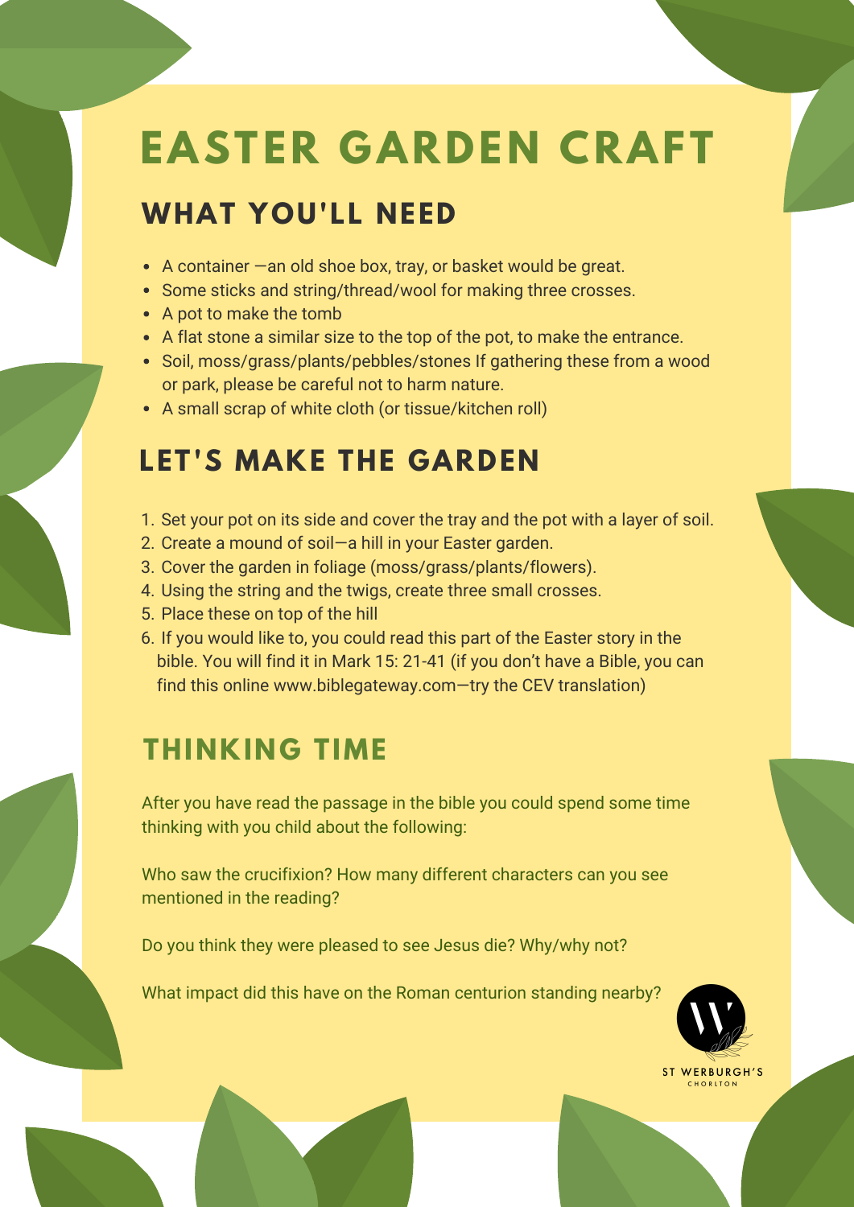# EASTER GARDEN CRAFT

## WHAT YOU'LL NEED

- A container —an old shoe box, tray, or basket would be great.
- Some sticks and string/thread/wool for making three crosses.
- A pot to make the tomb
- A flat stone a similar size to the top of the pot, to make the entrance.
- Soil, moss/grass/plants/pebbles/stones If gathering these from a wood or park, please be careful not to harm nature.
- A small scrap of white cloth (or tissue/kitchen roll)

## LET'S MAKE THE GARDEN

1. Set your pot on its side and cover the tray and the pot with a layer of soil.
2. Create a mound of soil—a hill in your Easter garden.
3. Cover the garden in foliage (moss/grass/plants/flowers).
4. Using the string and the twigs, create three small crosses.
5. Place these on top of the hill
6. If you would like to, you could read this part of the Easter story in the bible. You will find it in Mark 15: 21-41 (if you don't have a Bible, you can find this online www.biblegateway.com—try the CEV translation)

## THINKING TIME

After you have read the passage in the bible you could spend some time thinking with you child about the following:

Who saw the crucifixion? How many different characters can you see mentioned in the reading?

Do you think they were pleased to see Jesus die? Why/why not?

What impact did this have on the Roman centurion standing nearby?

ST WERBURGH'S
CHORLTON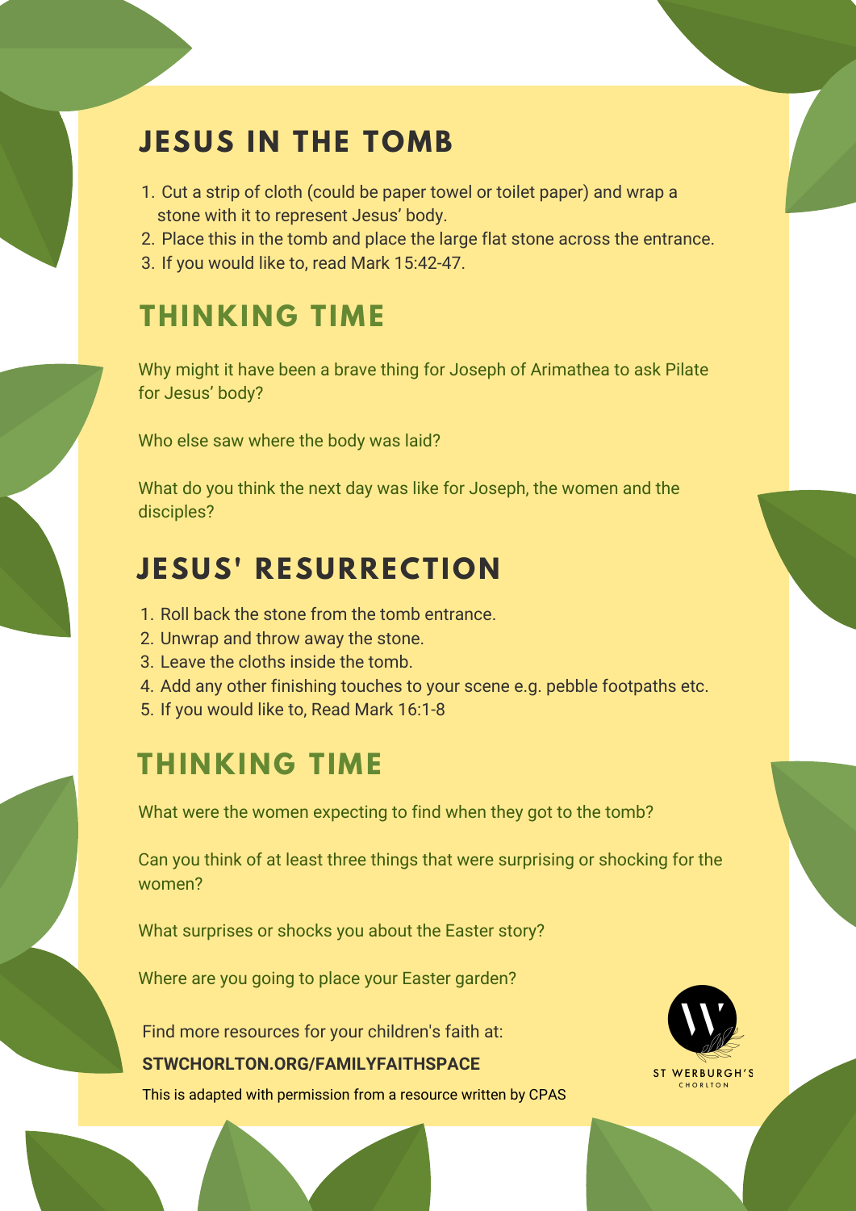## JESUS IN THE TOMB

1. Cut a strip of cloth (could be paper towel or toilet paper) and wrap a stone with it to represent Jesus' body.
2. Place this in the tomb and place the large flat stone across the entrance.
3. If you would like to, read Mark 15:42-47.

## THINKING TIME

Why might it have been a brave thing for Joseph of Arimathea to ask Pilate for Jesus' body?

Who else saw where the body was laid?

What do you think the next day was like for Joseph, the women and the disciples?

## JESUS' RESURRECTION

1. Roll back the stone from the tomb entrance.
2. Unwrap and throw away the stone.
3. Leave the cloths inside the tomb.
4. Add any other finishing touches to your scene e.g. pebble footpaths etc.
5. If you would like to, Read Mark 16:1-8

## THINKING TIME

What were the women expecting to find when they got to the tomb?

Can you think of at least three things that were surprising or shocking for the women?

What surprises or shocks you about the Easter story?

Where are you going to place your Easter garden?

Find more resources for your children's faith at:

**STWCHORLTON.ORG/FAMILYFAITHSPACE**

This is adapted with permission from a resource written by CPAS

ST WERBURGH'S
CHORLTON